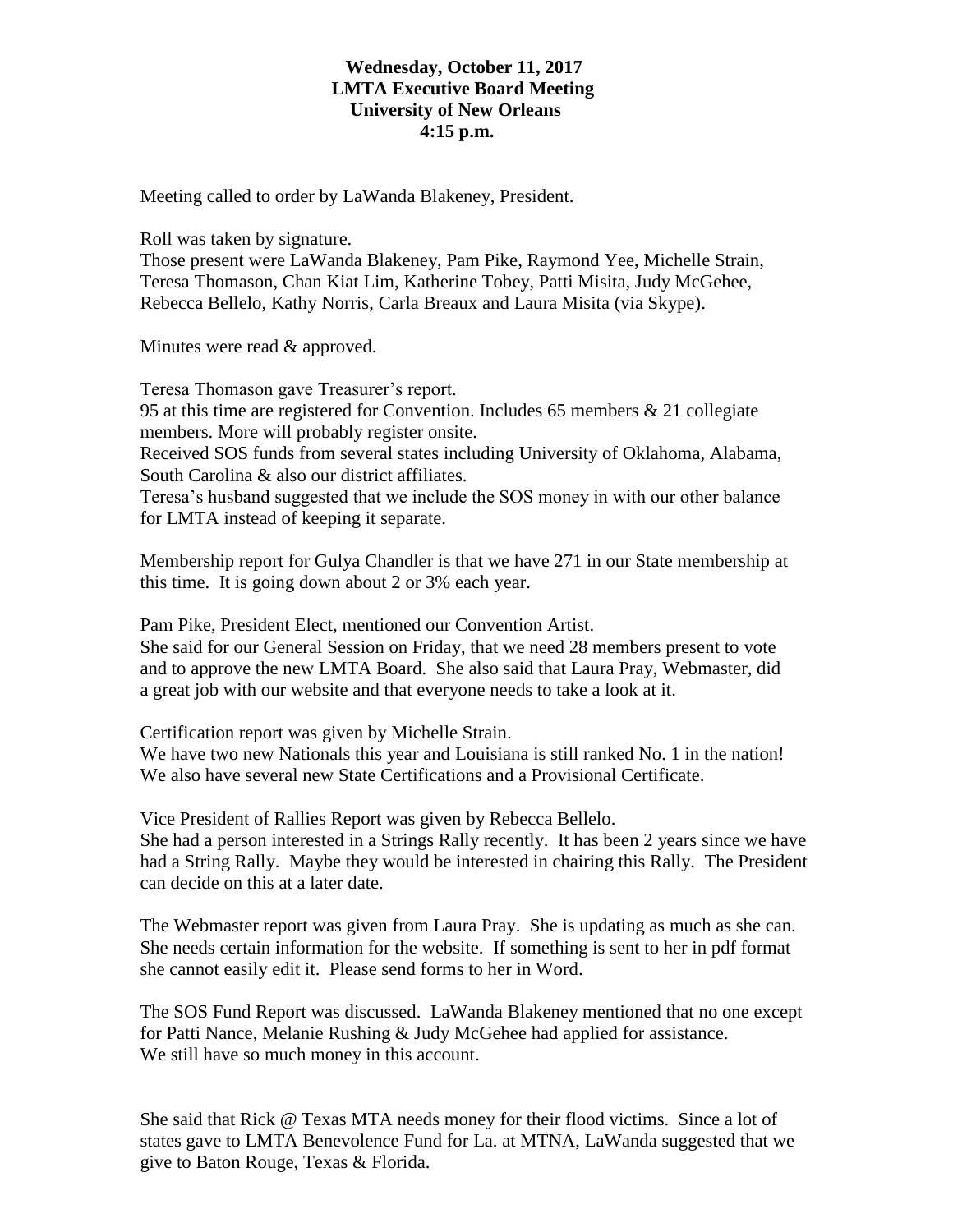**Wednesday, October 11, 2017**
**LMTA Executive Board Meeting**
**University of New Orleans**
**4:15 p.m.**

Meeting called to order by LaWanda Blakeney, President.

Roll was taken by signature.
Those present were LaWanda Blakeney, Pam Pike, Raymond Yee, Michelle Strain, Teresa Thomason, Chan Kiat Lim, Katherine Tobey, Patti Misita, Judy McGehee, Rebecca Bellelo, Kathy Norris, Carla Breaux and Laura Misita (via Skype).

Minutes were read & approved.

Teresa Thomason gave Treasurer's report.
95 at this time are registered for Convention. Includes 65 members & 21 collegiate members. More will probably register onsite.
Received SOS funds from several states including University of Oklahoma, Alabama, South Carolina & also our district affiliates.
Teresa's husband suggested that we include the SOS money in with our other balance for LMTA instead of keeping it separate.

Membership report for Gulya Chandler is that we have 271 in our State membership at this time. It is going down about 2 or 3% each year.

Pam Pike, President Elect, mentioned our Convention Artist.
She said for our General Session on Friday, that we need 28 members present to vote and to approve the new LMTA Board. She also said that Laura Pray, Webmaster, did a great job with our website and that everyone needs to take a look at it.

Certification report was given by Michelle Strain.
We have two new Nationals this year and Louisiana is still ranked No. 1 in the nation! We also have several new State Certifications and a Provisional Certificate.

Vice President of Rallies Report was given by Rebecca Bellelo.
She had a person interested in a Strings Rally recently. It has been 2 years since we have had a String Rally. Maybe they would be interested in chairing this Rally. The President can decide on this at a later date.

The Webmaster report was given from Laura Pray. She is updating as much as she can. She needs certain information for the website. If something is sent to her in pdf format she cannot easily edit it. Please send forms to her in Word.

The SOS Fund Report was discussed. LaWanda Blakeney mentioned that no one except for Patti Nance, Melanie Rushing & Judy McGehee had applied for assistance.
We still have so much money in this account.

She said that Rick @ Texas MTA needs money for their flood victims. Since a lot of states gave to LMTA Benevolence Fund for La. at MTNA, LaWanda suggested that we give to Baton Rouge, Texas & Florida.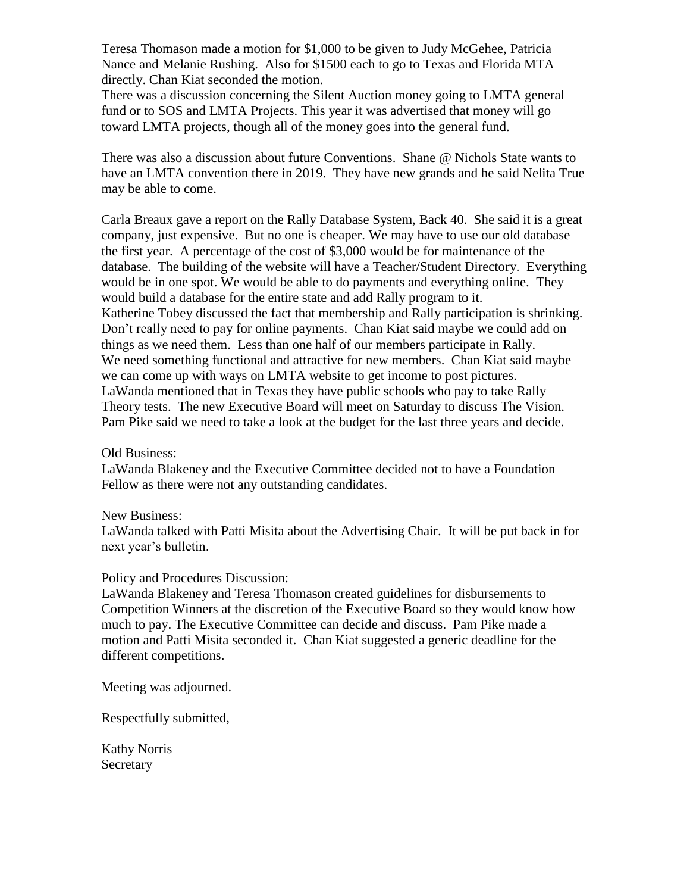Teresa Thomason made a motion for $1,000 to be given to Judy McGehee, Patricia Nance and Melanie Rushing. Also for $1500 each to go to Texas and Florida MTA directly. Chan Kiat seconded the motion.
There was a discussion concerning the Silent Auction money going to LMTA general fund or to SOS and LMTA Projects. This year it was advertised that money will go toward LMTA projects, though all of the money goes into the general fund.

There was also a discussion about future Conventions. Shane @ Nichols State wants to have an LMTA convention there in 2019. They have new grands and he said Nelita True may be able to come.

Carla Breaux gave a report on the Rally Database System, Back 40. She said it is a great company, just expensive. But no one is cheaper. We may have to use our old database the first year. A percentage of the cost of $3,000 would be for maintenance of the database. The building of the website will have a Teacher/Student Directory. Everything would be in one spot. We would be able to do payments and everything online. They would build a database for the entire state and add Rally program to it.
Katherine Tobey discussed the fact that membership and Rally participation is shrinking. Don't really need to pay for online payments. Chan Kiat said maybe we could add on things as we need them. Less than one half of our members participate in Rally. We need something functional and attractive for new members. Chan Kiat said maybe we can come up with ways on LMTA website to get income to post pictures. LaWanda mentioned that in Texas they have public schools who pay to take Rally Theory tests. The new Executive Board will meet on Saturday to discuss The Vision. Pam Pike said we need to take a look at the budget for the last three years and decide.

Old Business:
LaWanda Blakeney and the Executive Committee decided not to have a Foundation Fellow as there were not any outstanding candidates.

New Business:
LaWanda talked with Patti Misita about the Advertising Chair. It will be put back in for next year's bulletin.

Policy and Procedures Discussion:
LaWanda Blakeney and Teresa Thomason created guidelines for disbursements to Competition Winners at the discretion of the Executive Board so they would know how much to pay. The Executive Committee can decide and discuss. Pam Pike made a motion and Patti Misita seconded it. Chan Kiat suggested a generic deadline for the different competitions.

Meeting was adjourned.

Respectfully submitted,

Kathy Norris
Secretary